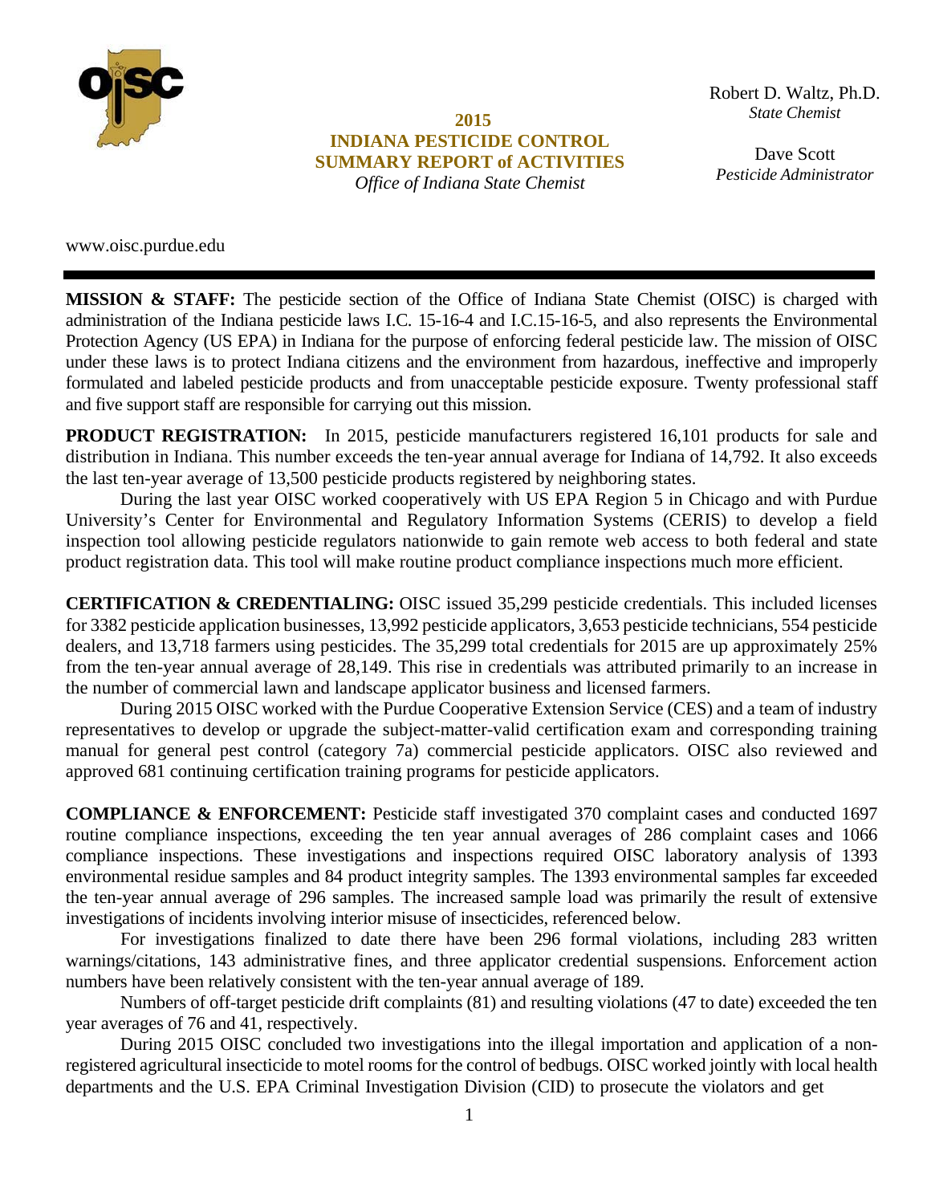# 2015 INDIANA PESTICIDE CONTROL SUMMARY REPORT of ACTIVITIES

*Office of Indiana State Chemist*

Robert D. Waltz, Ph.D.
*State Chemist*

Dave Scott
*Pesticide Administrator*

www.oisc.purdue.edu

---

**MISSION & STAFF:** The pesticide section of the Office of Indiana State Chemist (OISC) is charged with administration of the Indiana pesticide laws I.C. 15-16-4 and I.C.15-16-5, and also represents the Environmental Protection Agency (US EPA) in Indiana for the purpose of enforcing federal pesticide law. The mission of OISC under these laws is to protect Indiana citizens and the environment from hazardous, ineffective and improperly formulated and labeled pesticide products and from unacceptable pesticide exposure. Twenty professional staff and five support staff are responsible for carrying out this mission.

**PRODUCT REGISTRATION:** In 2015, pesticide manufacturers registered 16,101 products for sale and distribution in Indiana. This number exceeds the ten-year annual average for Indiana of 14,792. It also exceeds the last ten-year average of 13,500 pesticide products registered by neighboring states.

During the last year OISC worked cooperatively with US EPA Region 5 in Chicago and with Purdue University's Center for Environmental and Regulatory Information Systems (CERIS) to develop a field inspection tool allowing pesticide regulators nationwide to gain remote web access to both federal and state product registration data. This tool will make routine product compliance inspections much more efficient.

**CERTIFICATION & CREDENTIALING:** OISC issued 35,299 pesticide credentials. This included licenses for 3382 pesticide application businesses, 13,992 pesticide applicators, 3,653 pesticide technicians, 554 pesticide dealers, and 13,718 farmers using pesticides. The 35,299 total credentials for 2015 are up approximately 25% from the ten-year annual average of 28,149. This rise in credentials was attributed primarily to an increase in the number of commercial lawn and landscape applicator business and licensed farmers.

During 2015 OISC worked with the Purdue Cooperative Extension Service (CES) and a team of industry representatives to develop or upgrade the subject-matter-valid certification exam and corresponding training manual for general pest control (category 7a) commercial pesticide applicators. OISC also reviewed and approved 681 continuing certification training programs for pesticide applicators.

**COMPLIANCE & ENFORCEMENT:** Pesticide staff investigated 370 complaint cases and conducted 1697 routine compliance inspections, exceeding the ten year annual averages of 286 complaint cases and 1066 compliance inspections. These investigations and inspections required OISC laboratory analysis of 1393 environmental residue samples and 84 product integrity samples. The 1393 environmental samples far exceeded the ten-year annual average of 296 samples. The increased sample load was primarily the result of extensive investigations of incidents involving interior misuse of insecticides, referenced below.

For investigations finalized to date there have been 296 formal violations, including 283 written warnings/citations, 143 administrative fines, and three applicator credential suspensions. Enforcement action numbers have been relatively consistent with the ten-year annual average of 189.

Numbers of off-target pesticide drift complaints (81) and resulting violations (47 to date) exceeded the ten year averages of 76 and 41, respectively.

During 2015 OISC concluded two investigations into the illegal importation and application of a non-registered agricultural insecticide to motel rooms for the control of bedbugs. OISC worked jointly with local health departments and the U.S. EPA Criminal Investigation Division (CID) to prosecute the violators and get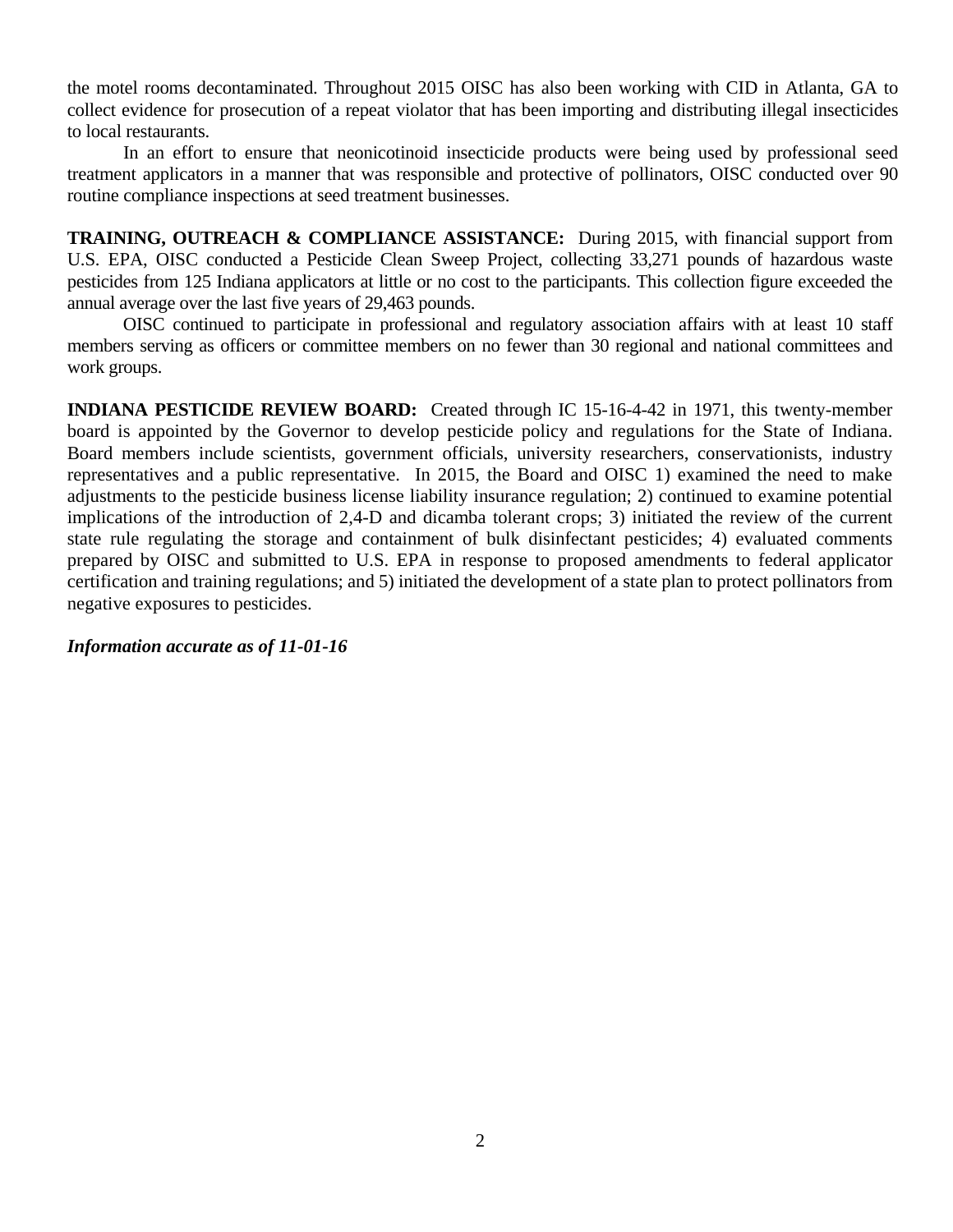the motel rooms decontaminated. Throughout 2015 OISC has also been working with CID in Atlanta, GA to collect evidence for prosecution of a repeat violator that has been importing and distributing illegal insecticides to local restaurants.

In an effort to ensure that neonicotinoid insecticide products were being used by professional seed treatment applicators in a manner that was responsible and protective of pollinators, OISC conducted over 90 routine compliance inspections at seed treatment businesses.

**TRAINING, OUTREACH & COMPLIANCE ASSISTANCE:** During 2015, with financial support from U.S. EPA, OISC conducted a Pesticide Clean Sweep Project, collecting 33,271 pounds of hazardous waste pesticides from 125 Indiana applicators at little or no cost to the participants. This collection figure exceeded the annual average over the last five years of 29,463 pounds.

OISC continued to participate in professional and regulatory association affairs with at least 10 staff members serving as officers or committee members on no fewer than 30 regional and national committees and work groups.

**INDIANA PESTICIDE REVIEW BOARD:** Created through IC 15-16-4-42 in 1971, this twenty-member board is appointed by the Governor to develop pesticide policy and regulations for the State of Indiana. Board members include scientists, government officials, university researchers, conservationists, industry representatives and a public representative. In 2015, the Board and OISC 1) examined the need to make adjustments to the pesticide business license liability insurance regulation; 2) continued to examine potential implications of the introduction of 2,4-D and dicamba tolerant crops; 3) initiated the review of the current state rule regulating the storage and containment of bulk disinfectant pesticides; 4) evaluated comments prepared by OISC and submitted to U.S. EPA in response to proposed amendments to federal applicator certification and training regulations; and 5) initiated the development of a state plan to protect pollinators from negative exposures to pesticides.

***Information accurate as of 11-01-16***